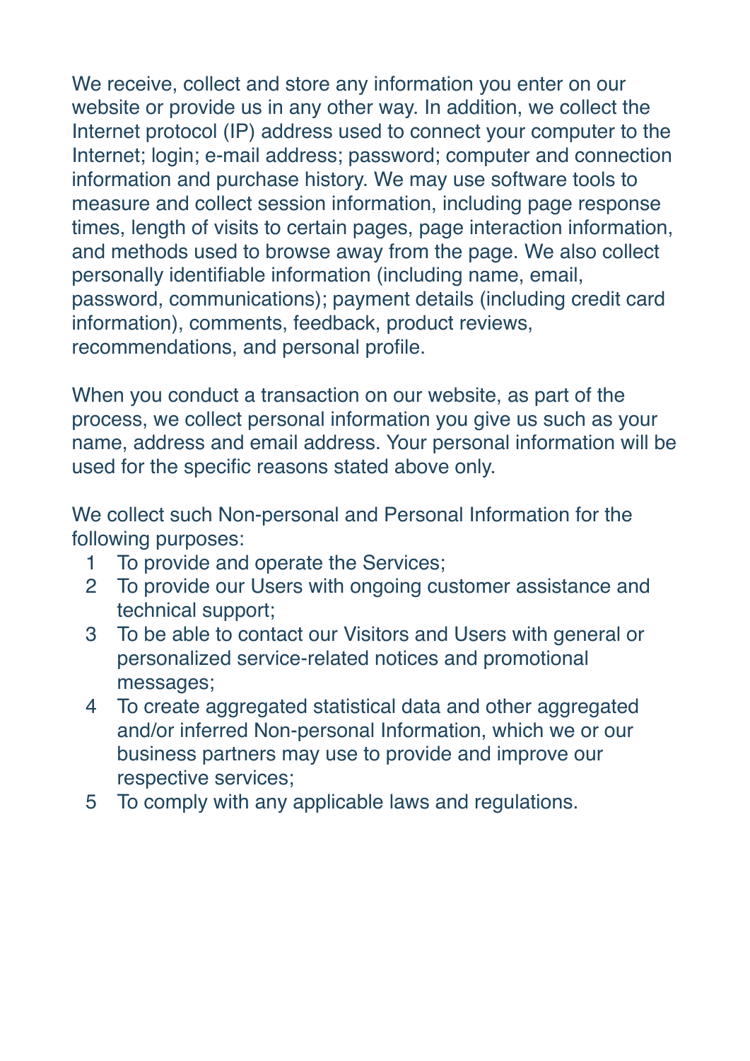We receive, collect and store any information you enter on our website or provide us in any other way. In addition, we collect the Internet protocol (IP) address used to connect your computer to the Internet; login; e-mail address; password; computer and connection information and purchase history. We may use software tools to measure and collect session information, including page response times, length of visits to certain pages, page interaction information, and methods used to browse away from the page. We also collect personally identifiable information (including name, email, password, communications); payment details (including credit card information), comments, feedback, product reviews, recommendations, and personal profile.

When you conduct a transaction on our website, as part of the process, we collect personal information you give us such as your name, address and email address. Your personal information will be used for the specific reasons stated above only.

We collect such Non-personal and Personal Information for the following purposes:

1. To provide and operate the Services;
2. To provide our Users with ongoing customer assistance and technical support;
3. To be able to contact our Visitors and Users with general or personalized service-related notices and promotional messages;
4. To create aggregated statistical data and other aggregated and/or inferred Non-personal Information, which we or our business partners may use to provide and improve our respective services;
5. To comply with any applicable laws and regulations.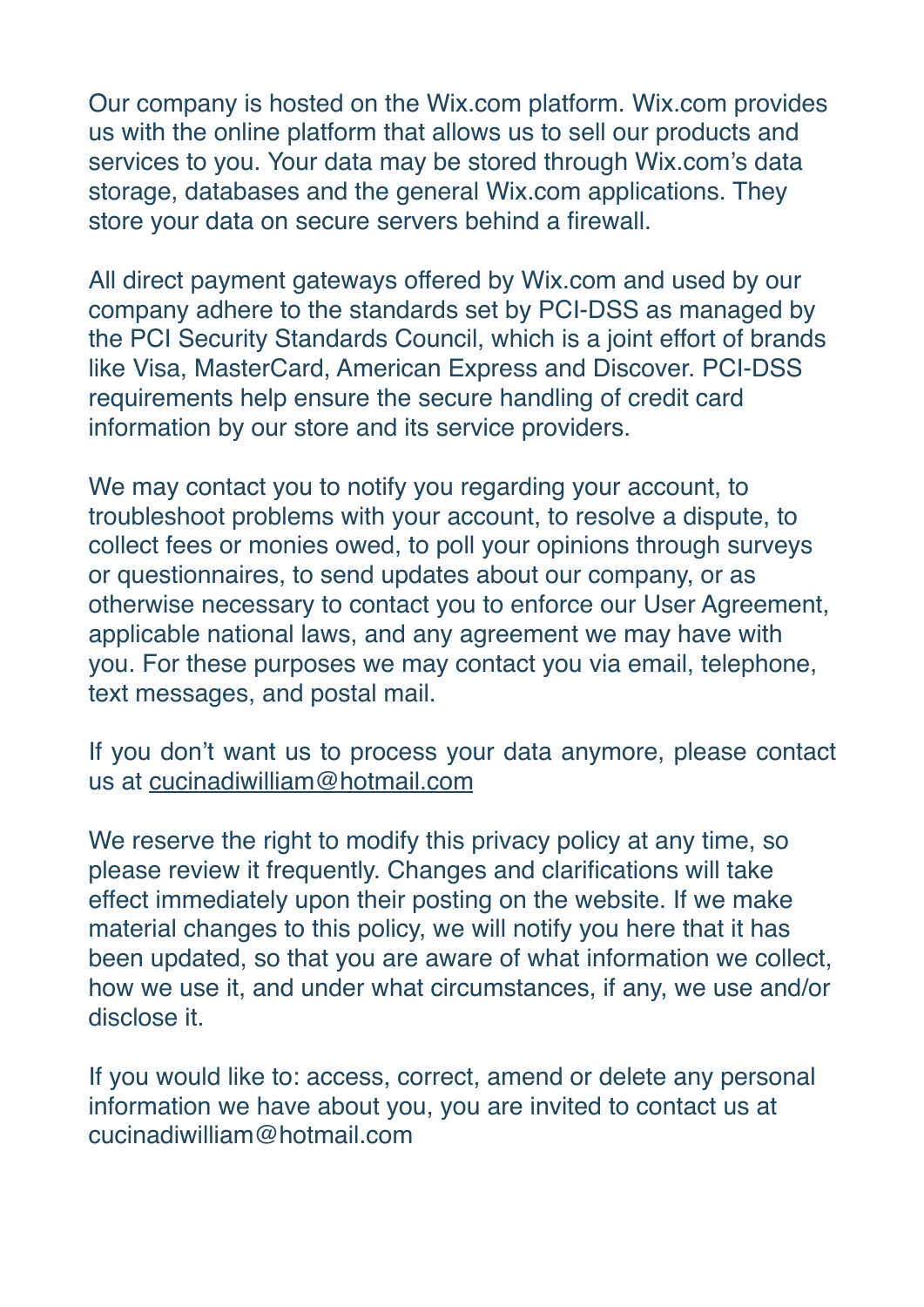Our company is hosted on the Wix.com platform. Wix.com provides us with the online platform that allows us to sell our products and services to you. Your data may be stored through Wix.com's data storage, databases and the general Wix.com applications. They store your data on secure servers behind a firewall.

All direct payment gateways offered by Wix.com and used by our company adhere to the standards set by PCI-DSS as managed by the PCI Security Standards Council, which is a joint effort of brands like Visa, MasterCard, American Express and Discover. PCI-DSS requirements help ensure the secure handling of credit card information by our store and its service providers.

We may contact you to notify you regarding your account, to troubleshoot problems with your account, to resolve a dispute, to collect fees or monies owed, to poll your opinions through surveys or questionnaires, to send updates about our company, or as otherwise necessary to contact you to enforce our User Agreement, applicable national laws, and any agreement we may have with you. For these purposes we may contact you via email, telephone, text messages, and postal mail.

If you don't want us to process your data anymore, please contact us at cucinadiwilliam@hotmail.com

We reserve the right to modify this privacy policy at any time, so please review it frequently. Changes and clarifications will take effect immediately upon their posting on the website. If we make material changes to this policy, we will notify you here that it has been updated, so that you are aware of what information we collect, how we use it, and under what circumstances, if any, we use and/or disclose it.

If you would like to: access, correct, amend or delete any personal information we have about you, you are invited to contact us at cucinadiwilliam@hotmail.com